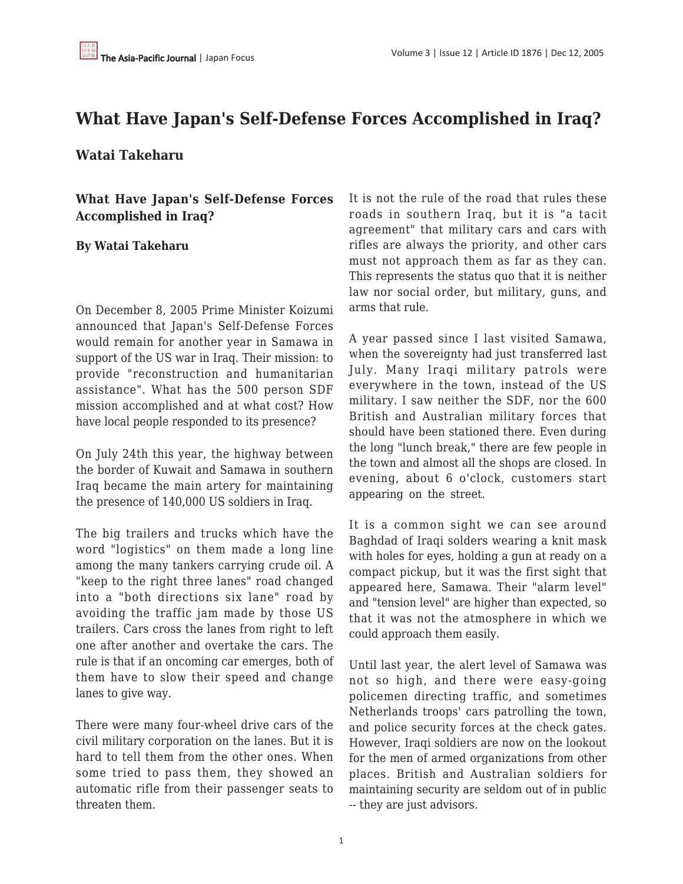# What Have Japan's Self-Defense Forces Accomplished in Iraq?

## Watai Takeharu

**What Have Japan's Self-Defense Forces Accomplished in Iraq?**

**By Watai Takeharu**

On December 8, 2005 Prime Minister Koizumi announced that Japan's Self-Defense Forces would remain for another year in Samawa in support of the US war in Iraq. Their mission: to provide "reconstruction and humanitarian assistance". What has the 500 person SDF mission accomplished and at what cost? How have local people responded to its presence?

On July 24th this year, the highway between the border of Kuwait and Samawa in southern Iraq became the main artery for maintaining the presence of 140,000 US soldiers in Iraq.

The big trailers and trucks which have the word "logistics" on them made a long line among the many tankers carrying crude oil. A "keep to the right three lanes" road changed into a "both directions six lane" road by avoiding the traffic jam made by those US trailers. Cars cross the lanes from right to left one after another and overtake the cars. The rule is that if an oncoming car emerges, both of them have to slow their speed and change lanes to give way.

There were many four-wheel drive cars of the civil military corporation on the lanes. But it is hard to tell them from the other ones. When some tried to pass them, they showed an automatic rifle from their passenger seats to threaten them.

It is not the rule of the road that rules these roads in southern Iraq, but it is "a tacit agreement" that military cars and cars with rifles are always the priority, and other cars must not approach them as far as they can. This represents the status quo that it is neither law nor social order, but military, guns, and arms that rule.

A year passed since I last visited Samawa, when the sovereignty had just transferred last July. Many Iraqi military patrols were everywhere in the town, instead of the US military. I saw neither the SDF, nor the 600 British and Australian military forces that should have been stationed there. Even during the long "lunch break," there are few people in the town and almost all the shops are closed. In evening, about 6 o'clock, customers start appearing on the street.

It is a common sight we can see around Baghdad of Iraqi solders wearing a knit mask with holes for eyes, holding a gun at ready on a compact pickup, but it was the first sight that appeared here, Samawa. Their "alarm level" and "tension level" are higher than expected, so that it was not the atmosphere in which we could approach them easily.

Until last year, the alert level of Samawa was not so high, and there were easy-going policemen directing traffic, and sometimes Netherlands troops' cars patrolling the town, and police security forces at the check gates. However, Iraqi soldiers are now on the lookout for the men of armed organizations from other places. British and Australian soldiers for maintaining security are seldom out of in public -- they are just advisors.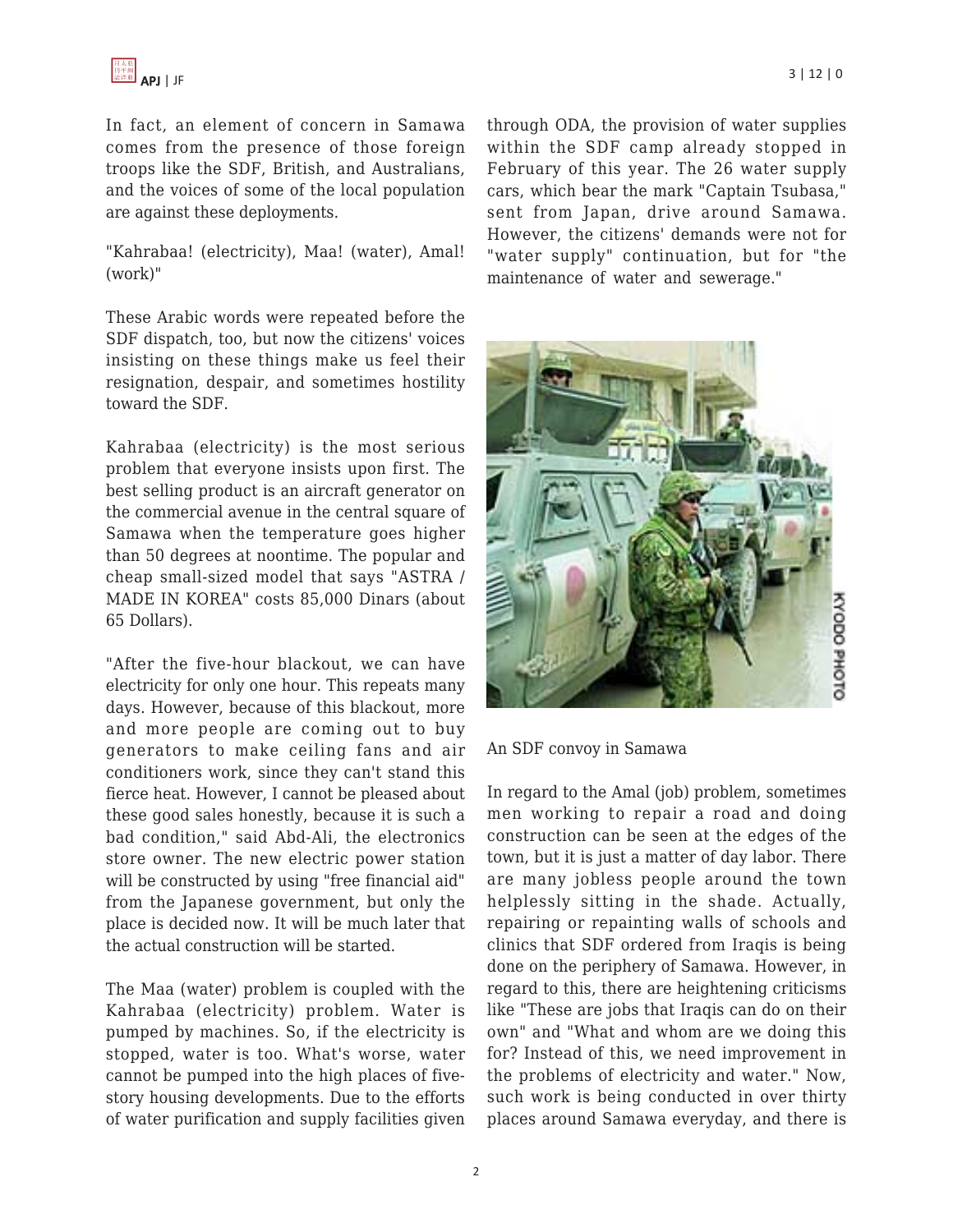In fact, an element of concern in Samawa comes from the presence of those foreign troops like the SDF, British, and Australians, and the voices of some of the local population are against these deployments.

"Kahrabaa! (electricity), Maa! (water), Amal! (work)"

These Arabic words were repeated before the SDF dispatch, too, but now the citizens' voices insisting on these things make us feel their resignation, despair, and sometimes hostility toward the SDF.

Kahrabaa (electricity) is the most serious problem that everyone insists upon first. The best selling product is an aircraft generator on the commercial avenue in the central square of Samawa when the temperature goes higher than 50 degrees at noontime. The popular and cheap small-sized model that says "ASTRA / MADE IN KOREA" costs 85,000 Dinars (about 65 Dollars).

"After the five-hour blackout, we can have electricity for only one hour. This repeats many days. However, because of this blackout, more and more people are coming out to buy generators to make ceiling fans and air conditioners work, since they can't stand this fierce heat. However, I cannot be pleased about these good sales honestly, because it is such a bad condition," said Abd-Ali, the electronics store owner. The new electric power station will be constructed by using "free financial aid" from the Japanese government, but only the place is decided now. It will be much later that the actual construction will be started.

The Maa (water) problem is coupled with the Kahrabaa (electricity) problem. Water is pumped by machines. So, if the electricity is stopped, water is too. What's worse, water cannot be pumped into the high places of five-story housing developments. Due to the efforts of water purification and supply facilities given through ODA, the provision of water supplies within the SDF camp already stopped in February of this year. The 26 water supply cars, which bear the mark "Captain Tsubasa," sent from Japan, drive around Samawa. However, the citizens' demands were not for "water supply" continuation, but for "the maintenance of water and sewerage."

KYODO PHOTO

An SDF convoy in Samawa

In regard to the Amal (job) problem, sometimes men working to repair a road and doing construction can be seen at the edges of the town, but it is just a matter of day labor. There are many jobless people around the town helplessly sitting in the shade. Actually, repairing or repainting walls of schools and clinics that SDF ordered from Iraqis is being done on the periphery of Samawa. However, in regard to this, there are heightening criticisms like "These are jobs that Iraqis can do on their own" and "What and whom are we doing this for? Instead of this, we need improvement in the problems of electricity and water." Now, such work is being conducted in over thirty places around Samawa everyday, and there is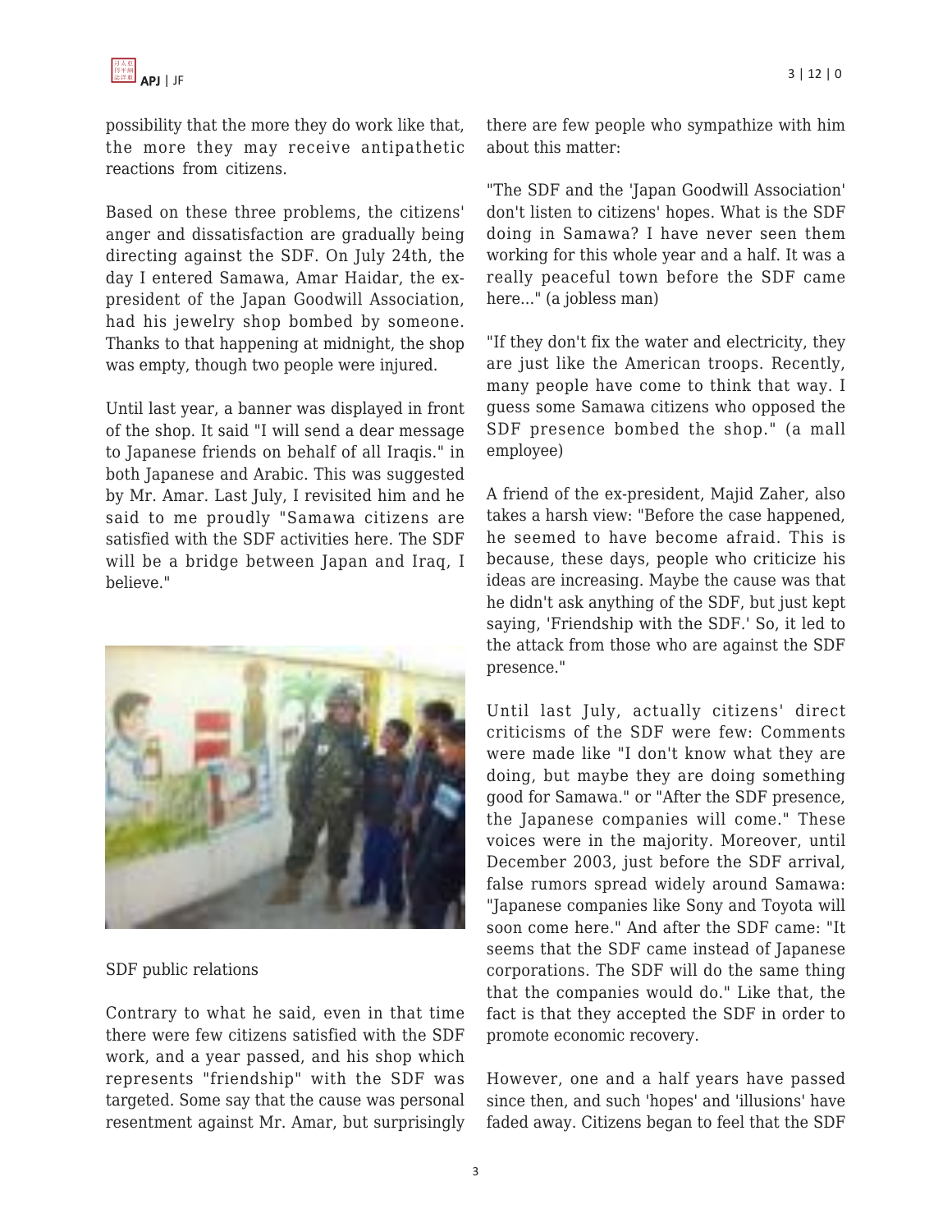possibility that the more they do work like that, the more they may receive antipathetic reactions from citizens.

Based on these three problems, the citizens' anger and dissatisfaction are gradually being directing against the SDF. On July 24th, the day I entered Samawa, Amar Haidar, the ex-president of the Japan Goodwill Association, had his jewelry shop bombed by someone. Thanks to that happening at midnight, the shop was empty, though two people were injured.

Until last year, a banner was displayed in front of the shop. It said "I will send a dear message to Japanese friends on behalf of all Iraqis." in both Japanese and Arabic. This was suggested by Mr. Amar. Last July, I revisited him and he said to me proudly "Samawa citizens are satisfied with the SDF activities here. The SDF will be a bridge between Japan and Iraq, I believe."

SDF public relations

Contrary to what he said, even in that time there were few citizens satisfied with the SDF work, and a year passed, and his shop which represents "friendship" with the SDF was targeted. Some say that the cause was personal resentment against Mr. Amar, but surprisingly there are few people who sympathize with him about this matter:

"The SDF and the 'Japan Goodwill Association' don't listen to citizens' hopes. What is the SDF doing in Samawa? I have never seen them working for this whole year and a half. It was a really peaceful town before the SDF came here..." (a jobless man)

"If they don't fix the water and electricity, they are just like the American troops. Recently, many people have come to think that way. I guess some Samawa citizens who opposed the SDF presence bombed the shop." (a mall employee)

A friend of the ex-president, Majid Zaher, also takes a harsh view: "Before the case happened, he seemed to have become afraid. This is because, these days, people who criticize his ideas are increasing. Maybe the cause was that he didn't ask anything of the SDF, but just kept saying, 'Friendship with the SDF.' So, it led to the attack from those who are against the SDF presence."

Until last July, actually citizens' direct criticisms of the SDF were few: Comments were made like "I don't know what they are doing, but maybe they are doing something good for Samawa." or "After the SDF presence, the Japanese companies will come." These voices were in the majority. Moreover, until December 2003, just before the SDF arrival, false rumors spread widely around Samawa: "Japanese companies like Sony and Toyota will soon come here." And after the SDF came: "It seems that the SDF came instead of Japanese corporations. The SDF will do the same thing that the companies would do." Like that, the fact is that they accepted the SDF in order to promote economic recovery.

However, one and a half years have passed since then, and such 'hopes' and 'illusions' have faded away. Citizens began to feel that the SDF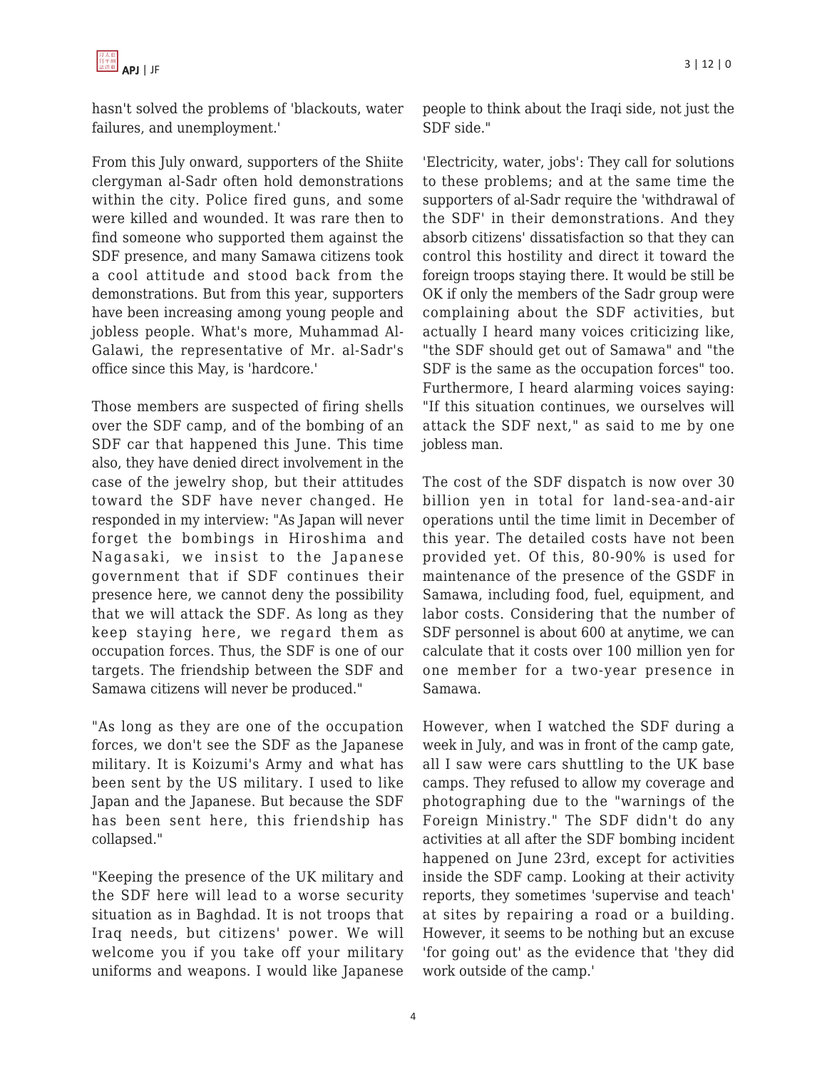hasn't solved the problems of 'blackouts, water failures, and unemployment.'

From this July onward, supporters of the Shiite clergyman al-Sadr often hold demonstrations within the city. Police fired guns, and some were killed and wounded. It was rare then to find someone who supported them against the SDF presence, and many Samawa citizens took a cool attitude and stood back from the demonstrations. But from this year, supporters have been increasing among young people and jobless people. What's more, Muhammad Al-Galawi, the representative of Mr. al-Sadr's office since this May, is 'hardcore.'

Those members are suspected of firing shells over the SDF camp, and of the bombing of an SDF car that happened this June. This time also, they have denied direct involvement in the case of the jewelry shop, but their attitudes toward the SDF have never changed. He responded in my interview: "As Japan will never forget the bombings in Hiroshima and Nagasaki, we insist to the Japanese government that if SDF continues their presence here, we cannot deny the possibility that we will attack the SDF. As long as they keep staying here, we regard them as occupation forces. Thus, the SDF is one of our targets. The friendship between the SDF and Samawa citizens will never be produced."

"As long as they are one of the occupation forces, we don't see the SDF as the Japanese military. It is Koizumi's Army and what has been sent by the US military. I used to like Japan and the Japanese. But because the SDF has been sent here, this friendship has collapsed."

"Keeping the presence of the UK military and the SDF here will lead to a worse security situation as in Baghdad. It is not troops that Iraq needs, but citizens' power. We will welcome you if you take off your military uniforms and weapons. I would like Japanese people to think about the Iraqi side, not just the SDF side."

'Electricity, water, jobs': They call for solutions to these problems; and at the same time the supporters of al-Sadr require the 'withdrawal of the SDF' in their demonstrations. And they absorb citizens' dissatisfaction so that they can control this hostility and direct it toward the foreign troops staying there. It would be still be OK if only the members of the Sadr group were complaining about the SDF activities, but actually I heard many voices criticizing like, "the SDF should get out of Samawa" and "the SDF is the same as the occupation forces" too. Furthermore, I heard alarming voices saying: "If this situation continues, we ourselves will attack the SDF next," as said to me by one jobless man.

The cost of the SDF dispatch is now over 30 billion yen in total for land-sea-and-air operations until the time limit in December of this year. The detailed costs have not been provided yet. Of this, 80-90% is used for maintenance of the presence of the GSDF in Samawa, including food, fuel, equipment, and labor costs. Considering that the number of SDF personnel is about 600 at anytime, we can calculate that it costs over 100 million yen for one member for a two-year presence in Samawa.

However, when I watched the SDF during a week in July, and was in front of the camp gate, all I saw were cars shuttling to the UK base camps. They refused to allow my coverage and photographing due to the "warnings of the Foreign Ministry." The SDF didn't do any activities at all after the SDF bombing incident happened on June 23rd, except for activities inside the SDF camp. Looking at their activity reports, they sometimes 'supervise and teach' at sites by repairing a road or a building. However, it seems to be nothing but an excuse 'for going out' as the evidence that 'they did work outside of the camp.'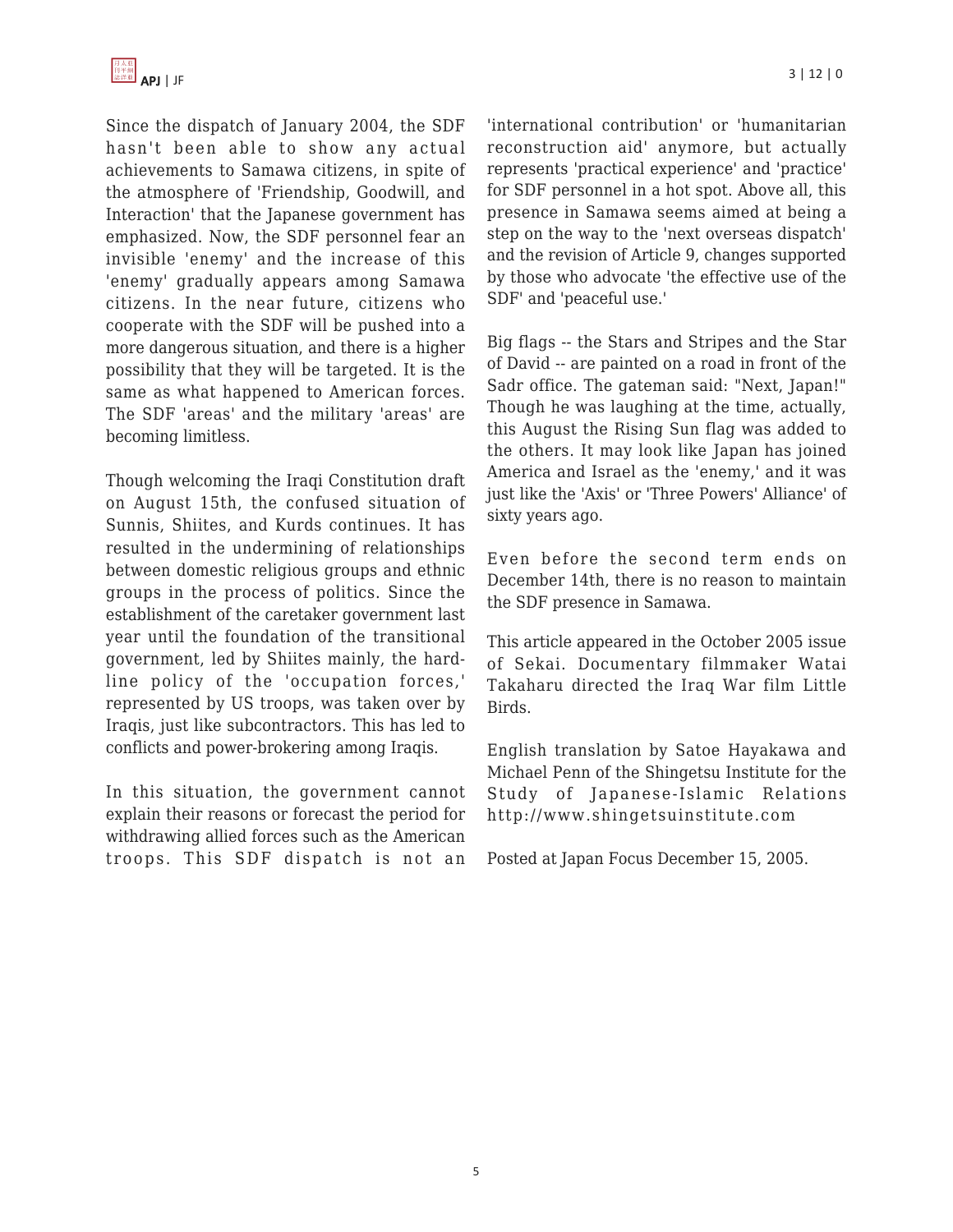Since the dispatch of January 2004, the SDF hasn't been able to show any actual achievements to Samawa citizens, in spite of the atmosphere of 'Friendship, Goodwill, and Interaction' that the Japanese government has emphasized. Now, the SDF personnel fear an invisible 'enemy' and the increase of this 'enemy' gradually appears among Samawa citizens. In the near future, citizens who cooperate with the SDF will be pushed into a more dangerous situation, and there is a higher possibility that they will be targeted. It is the same as what happened to American forces. The SDF 'areas' and the military 'areas' are becoming limitless.

Though welcoming the Iraqi Constitution draft on August 15th, the confused situation of Sunnis, Shiites, and Kurds continues. It has resulted in the undermining of relationships between domestic religious groups and ethnic groups in the process of politics. Since the establishment of the caretaker government last year until the foundation of the transitional government, led by Shiites mainly, the hard-line policy of the 'occupation forces,' represented by US troops, was taken over by Iraqis, just like subcontractors. This has led to conflicts and power-brokering among Iraqis.

In this situation, the government cannot explain their reasons or forecast the period for withdrawing allied forces such as the American troops. This SDF dispatch is not an 'international contribution' or 'humanitarian reconstruction aid' anymore, but actually represents 'practical experience' and 'practice' for SDF personnel in a hot spot. Above all, this presence in Samawa seems aimed at being a step on the way to the 'next overseas dispatch' and the revision of Article 9, changes supported by those who advocate 'the effective use of the SDF' and 'peaceful use.'

Big flags -- the Stars and Stripes and the Star of David -- are painted on a road in front of the Sadr office. The gateman said: "Next, Japan!" Though he was laughing at the time, actually, this August the Rising Sun flag was added to the others. It may look like Japan has joined America and Israel as the 'enemy,' and it was just like the 'Axis' or 'Three Powers' Alliance' of sixty years ago.

Even before the second term ends on December 14th, there is no reason to maintain the SDF presence in Samawa.

This article appeared in the October 2005 issue of Sekai. Documentary filmmaker Watai Takaharu directed the Iraq War film Little Birds.

English translation by Satoe Hayakawa and Michael Penn of the Shingetsu Institute for the Study of Japanese-Islamic Relations http://www.shingetsuinstitute.com

Posted at Japan Focus December 15, 2005.